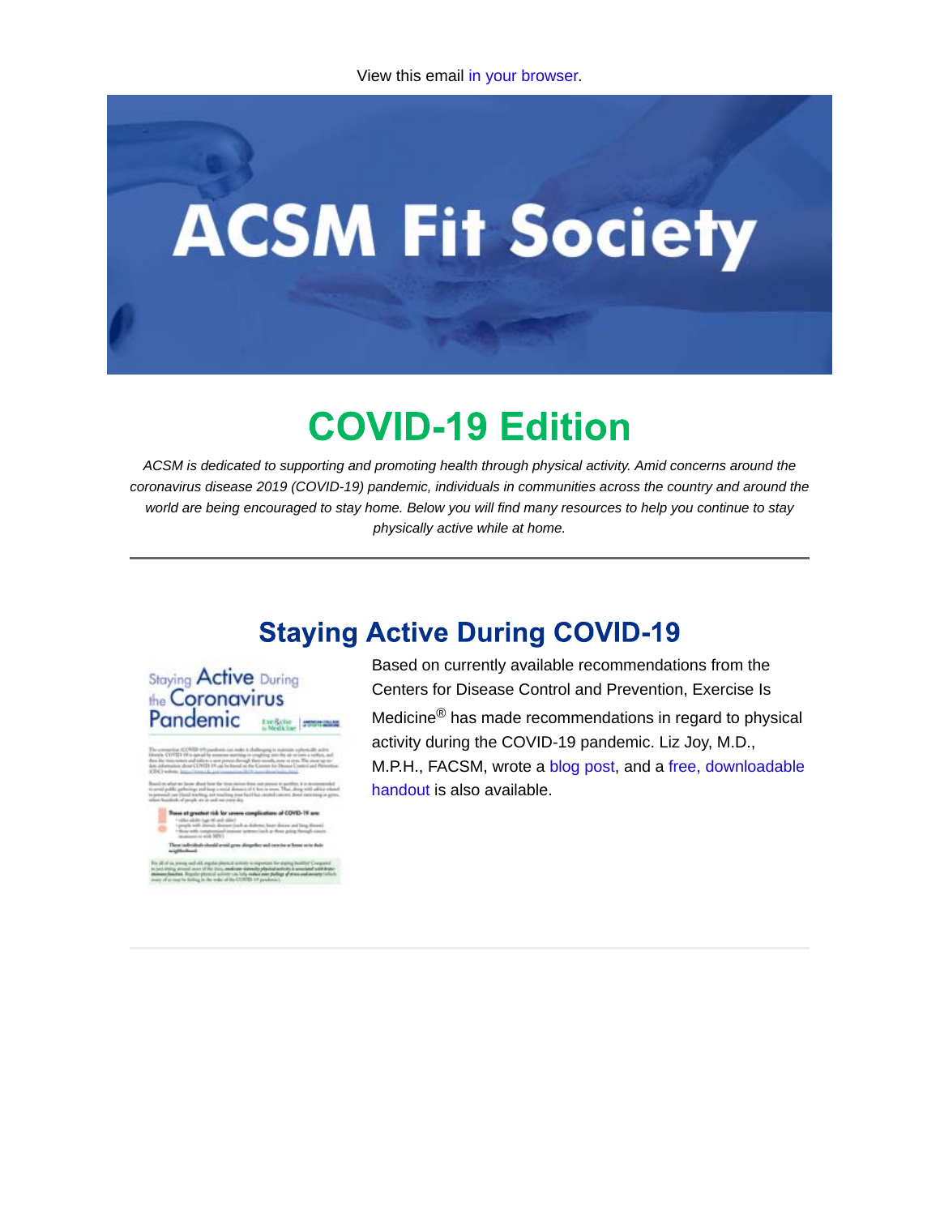View this email in your browser.

# ACSM Fit Society

# COVID-19 Edition

*ACSM is dedicated to supporting and promoting health through physical activity. Amid concerns around the coronavirus disease 2019 (COVID-19) pandemic, individuals in communities across the country and around the world are being encouraged to stay home. Below you will find many resources to help you continue to stay physically active while at home.*

---

## Staying Active During COVID-19

Based on currently available recommendations from the Centers for Disease Control and Prevention, Exercise Is Medicine® has made recommendations in regard to physical activity during the COVID-19 pandemic. Liz Joy, M.D., M.P.H., FACSM, wrote a blog post, and a free, downloadable handout is also available.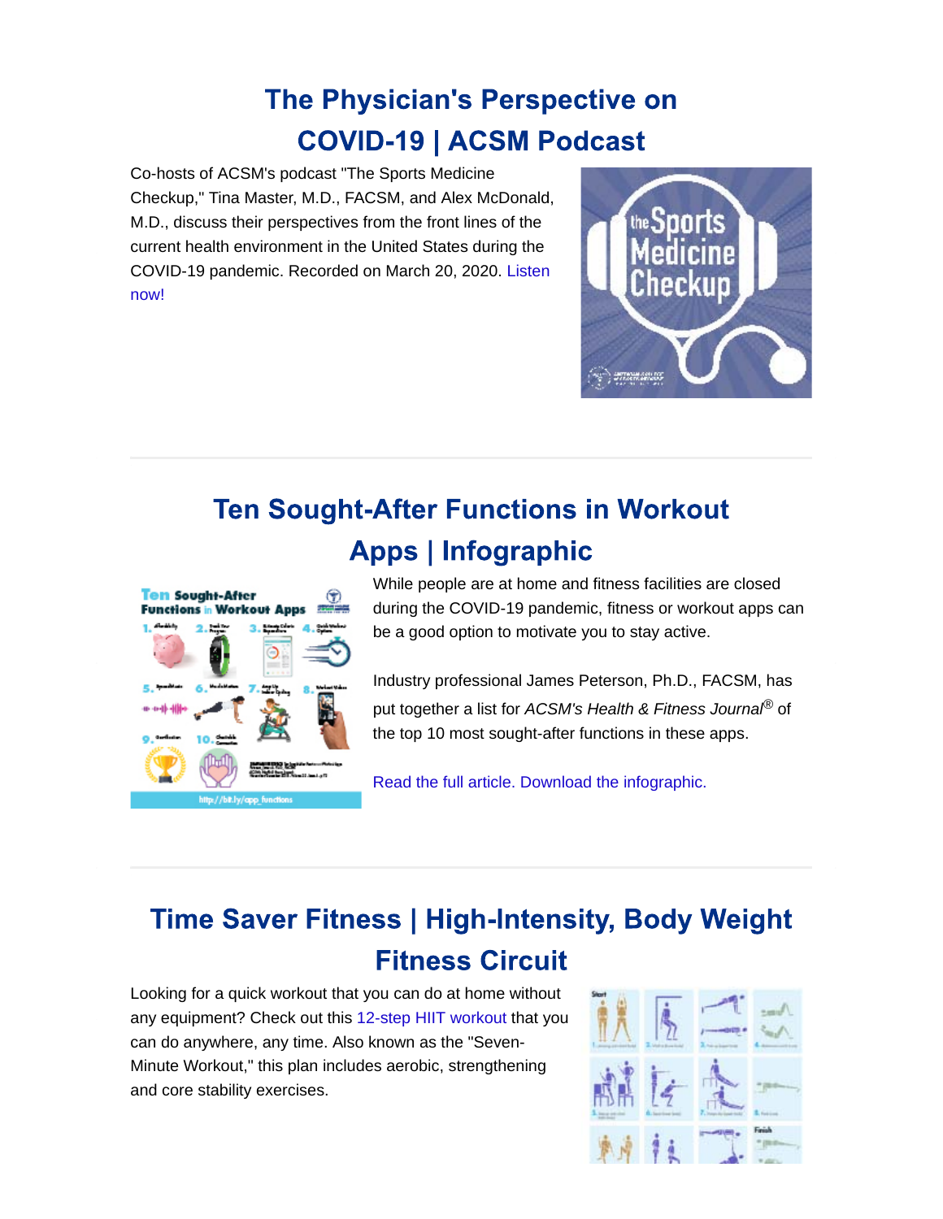## The Physician's Perspective on COVID-19 | ACSM Podcast

Co-hosts of ACSM's podcast "The Sports Medicine Checkup," Tina Master, M.D., FACSM, and Alex McDonald, M.D., discuss their perspectives from the front lines of the current health environment in the United States during the COVID-19 pandemic. Recorded on March 20, 2020. Listen now!

---

## Ten Sought-After Functions in Workout Apps | Infographic

While people are at home and fitness facilities are closed during the COVID-19 pandemic, fitness or workout apps can be a good option to motivate you to stay active.

Industry professional James Peterson, Ph.D., FACSM, has put together a list for *ACSM's Health & Fitness Journal*® of the top 10 most sought-after functions in these apps.

Read the full article. Download the infographic.

---

## Time Saver Fitness | High-Intensity, Body Weight Fitness Circuit

Looking for a quick workout that you can do at home without any equipment? Check out this 12-step HIIT workout that you can do anywhere, any time. Also known as the "Seven-Minute Workout," this plan includes aerobic, strengthening and core stability exercises.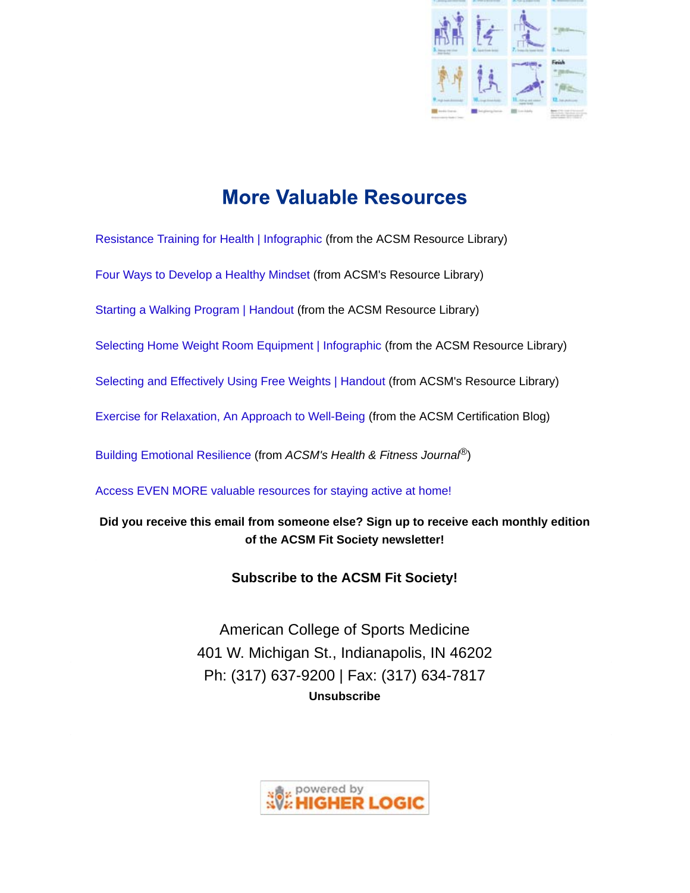## More Valuable Resources

Resistance Training for Health | Infographic (from the ACSM Resource Library)

Four Ways to Develop a Healthy Mindset (from ACSM's Resource Library)

Starting a Walking Program | Handout (from the ACSM Resource Library)

Selecting Home Weight Room Equipment | Infographic (from the ACSM Resource Library)

Selecting and Effectively Using Free Weights | Handout (from ACSM's Resource Library)

Exercise for Relaxation, An Approach to Well-Being (from the ACSM Certification Blog)

Building Emotional Resilience (from *ACSM's Health & Fitness Journal*®)

Access EVEN MORE valuable resources for staying active at home!

**Did you receive this email from someone else? Sign up to receive each monthly edition of the ACSM Fit Society newsletter!**

**Subscribe to the ACSM Fit Society!**

American College of Sports Medicine
401 W. Michigan St., Indianapolis, IN 46202
Ph: (317) 637-9200 | Fax: (317) 634-7817
**Unsubscribe**

powered by HIGHER LOGIC